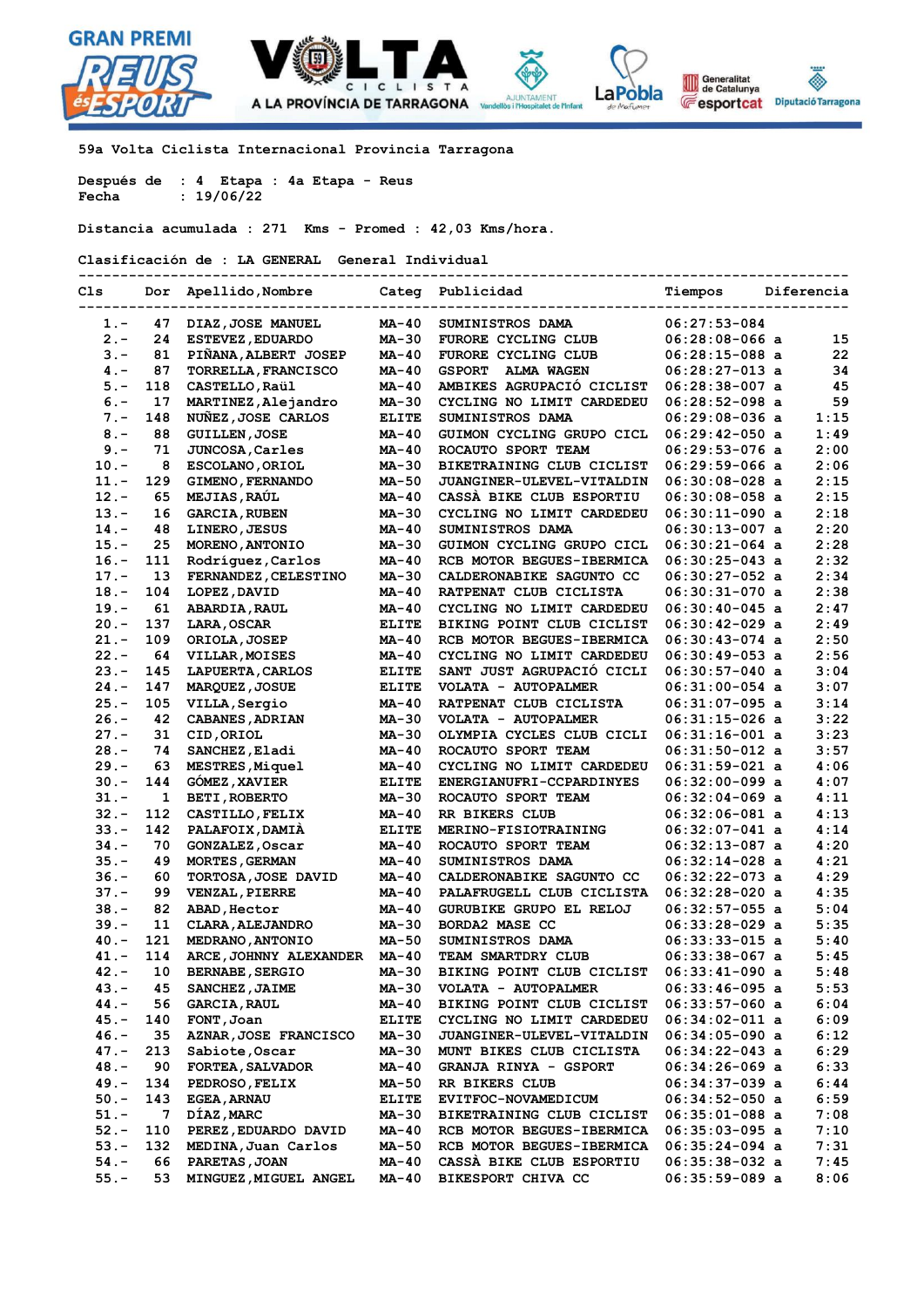59a Volta Ciclista Internacional Provincia Tarragona

Después de : 4 Etapa : 4a Etapa - Reus
Fecha : 19/06/22

Distancia acumulada : 271 Kms - Promed : 42,03 Kms/hora.

Clasificación de : LA GENERAL General Individual

| Cls | Dor | Apellido,Nombre | Categ | Publicidad | Tiempos | Diferencia |
|---|---|---|---|---|---|---|
| 1.- | 47 | DIAZ,JOSE MANUEL | MA-40 | SUMINISTROS DAMA | 06:27:53-084 | |
| 2.- | 24 | ESTEVEZ,EDUARDO | MA-30 | FURORE CYCLING CLUB | 06:28:08-066 a | 15 |
| 3.- | 81 | PIÑANA,ALBERT JOSEP | MA-40 | FURORE CYCLING CLUB | 06:28:15-088 a | 22 |
| 4.- | 87 | TORRELLA,FRANCISCO | MA-40 | GSPORT ALMA WAGEN | 06:28:27-013 a | 34 |
| 5.- | 118 | CASTELLO,Raül | MA-40 | AMBIKES AGRUPACIÓ CICLIST | 06:28:38-007 a | 45 |
| 6.- | 17 | MARTINEZ,Alejandro | MA-30 | CYCLING NO LIMIT CARDEDEU | 06:28:52-098 a | 59 |
| 7.- | 148 | NUÑEZ,JOSE CARLOS | ELITE | SUMINISTROS DAMA | 06:29:08-036 a | 1:15 |
| 8.- | 88 | GUILLEN,JOSE | MA-40 | GUIMON CYCLING GRUPO CICL | 06:29:42-050 a | 1:49 |
| 9.- | 71 | JUNCOSA,Carles | MA-40 | ROCAUTO SPORT TEAM | 06:29:53-076 a | 2:00 |
| 10.- | 8 | ESCOLANO,ORIOL | MA-30 | BIKETRAINING CLUB CICLIST | 06:29:59-066 a | 2:06 |
| 11.- | 129 | GIMENO,FERNANDO | MA-50 | JUANGINER-ULEVEL-VITALDIN | 06:30:08-028 a | 2:15 |
| 12.- | 65 | MEJIAS,RAÚL | MA-40 | CASSÀ BIKE CLUB ESPORTIU | 06:30:08-058 a | 2:15 |
| 13.- | 16 | GARCIA,RUBEN | MA-30 | CYCLING NO LIMIT CARDEDEU | 06:30:11-090 a | 2:18 |
| 14.- | 48 | LINERO,JESUS | MA-40 | SUMINISTROS DAMA | 06:30:13-007 a | 2:20 |
| 15.- | 25 | MORENO,ANTONIO | MA-30 | GUIMON CYCLING GRUPO CICL | 06:30:21-064 a | 2:28 |
| 16.- | 111 | Rodríguez,Carlos | MA-40 | RCB MOTOR BEGUES-IBERMICA | 06:30:25-043 a | 2:32 |
| 17.- | 13 | FERNANDEZ,CELESTINO | MA-30 | CALDERONABIKE SAGUNTO CC | 06:30:27-052 a | 2:34 |
| 18.- | 104 | LOPEZ,DAVID | MA-40 | RATPENAT CLUB CICLISTA | 06:30:31-070 a | 2:38 |
| 19.- | 61 | ABARDIA,RAUL | MA-40 | CYCLING NO LIMIT CARDEDEU | 06:30:40-045 a | 2:47 |
| 20.- | 137 | LARA,OSCAR | ELITE | BIKING POINT CLUB CICLIST | 06:30:42-029 a | 2:49 |
| 21.- | 109 | ORIOLA,JOSEP | MA-40 | RCB MOTOR BEGUES-IBERMICA | 06:30:43-074 a | 2:50 |
| 22.- | 64 | VILLAR,MOISES | MA-40 | CYCLING NO LIMIT CARDEDEU | 06:30:49-053 a | 2:56 |
| 23.- | 145 | LAPUERTA,CARLOS | ELITE | SANT JUST AGRUPACIÓ CICLI | 06:30:57-040 a | 3:04 |
| 24.- | 147 | MARQUEZ,JOSUE | ELITE | VOLATA - AUTOPALMER | 06:31:00-054 a | 3:07 |
| 25.- | 105 | VILLA,Sergio | MA-40 | RATPENAT CLUB CICLISTA | 06:31:07-095 a | 3:14 |
| 26.- | 42 | CABANES,ADRIAN | MA-30 | VOLATA - AUTOPALMER | 06:31:15-026 a | 3:22 |
| 27.- | 31 | CID,ORIOL | MA-30 | OLYMPIA CYCLES CLUB CICLI | 06:31:16-001 a | 3:23 |
| 28.- | 74 | SANCHEZ,Eladi | MA-40 | ROCAUTO SPORT TEAM | 06:31:50-012 a | 3:57 |
| 29.- | 63 | MESTRES,Miquel | MA-40 | CYCLING NO LIMIT CARDEDEU | 06:31:59-021 a | 4:06 |
| 30.- | 144 | GÓMEZ,XAVIER | ELITE | ENERGIANUFRI-CCPARDINYES | 06:32:00-099 a | 4:07 |
| 31.- | 1 | BETI,ROBERTO | MA-30 | ROCAUTO SPORT TEAM | 06:32:04-069 a | 4:11 |
| 32.- | 112 | CASTILLO,FELIX | MA-40 | RR BIKERS CLUB | 06:32:06-081 a | 4:13 |
| 33.- | 142 | PALAFOIX,DAMIÀ | ELITE | MERINO-FISIOTRAINING | 06:32:07-041 a | 4:14 |
| 34.- | 70 | GONZALEZ,Oscar | MA-40 | ROCAUTO SPORT TEAM | 06:32:13-087 a | 4:20 |
| 35.- | 49 | MORTES,GERMAN | MA-40 | SUMINISTROS DAMA | 06:32:14-028 a | 4:21 |
| 36.- | 60 | TORTOSA,JOSE DAVID | MA-40 | CALDERONABIKE SAGUNTO CC | 06:32:22-073 a | 4:29 |
| 37.- | 99 | VENZAL,PIERRE | MA-40 | PALAFRUGELL CLUB CICLISTA | 06:32:28-020 a | 4:35 |
| 38.- | 82 | ABAD,Hector | MA-40 | GURUBIKE GRUPO EL RELOJ | 06:32:57-020 a | 5:04 |
| 39.- | 11 | CLARA,ALEJANDRO | MA-30 | BORDA2 MASE CC | 06:33:28-029 a | 5:35 |
| 40.- | 121 | MEDRANO,ANTONIO | MA-50 | SUMINISTROS DAMA | 06:33:33-015 a | 5:40 |
| 41.- | 114 | ARCE,JOHNNY ALEXANDER | MA-40 | TEAM SMARTDRY CLUB | 06:33:38-067 a | 5:45 |
| 42.- | 10 | BERNABE,SERGIO | MA-30 | BIKING POINT CLUB CICLIST | 06:33:41-090 a | 5:48 |
| 43.- | 45 | SANCHEZ,JAIME | MA-30 | VOLATA - AUTOPALMER | 06:33:46-095 a | 5:53 |
| 44.- | 56 | GARCIA,RAUL | MA-40 | BIKING POINT CLUB CICLIST | 06:33:57-060 a | 6:04 |
| 45.- | 140 | FONT,Joan | ELITE | CYCLING NO LIMIT CARDEDEU | 06:34:02-011 a | 6:09 |
| 46.- | 35 | AZNAR,JOSE FRANCISCO | MA-30 | JUANGINER-ULEVEL-VITALDIN | 06:34:05-090 a | 6:12 |
| 47.- | 213 | Sabiote,Oscar | MA-30 | MUNT BIKES CLUB CICLISTA | 06:34:22-043 a | 6:29 |
| 48.- | 90 | FORTEA,SALVADOR | MA-40 | GRANJA RINYA - GSPORT | 06:34:26-069 a | 6:33 |
| 49.- | 134 | PEDROSO,FELIX | MA-50 | RR BIKERS CLUB | 06:34:37-039 a | 6:44 |
| 50.- | 143 | EGEA,ARNAU | ELITE | EVITFOC-NOVAMEDICUM | 06:34:52-050 a | 6:59 |
| 51.- | 7 | DÍAZ,MARC | MA-30 | BIKETRAINING CLUB CICLIST | 06:35:01-088 a | 7:08 |
| 52.- | 110 | PEREZ,EDUARDO DAVID | MA-40 | RCB MOTOR BEGUES-IBERMICA | 06:35:03-095 a | 7:10 |
| 53.- | 132 | MEDINA,Juan Carlos | MA-50 | RCB MOTOR BEGUES-IBERMICA | 06:35:24-094 a | 7:31 |
| 54.- | 66 | PARETAS,JOAN | MA-40 | CASSÀ BIKE CLUB ESPORTIU | 06:35:38-032 a | 7:45 |
| 55.- | 53 | MINGUEZ,MIGUEL ANGEL | MA-40 | BIKESPORT CHIVA CC | 06:35:59-089 a | 8:06 |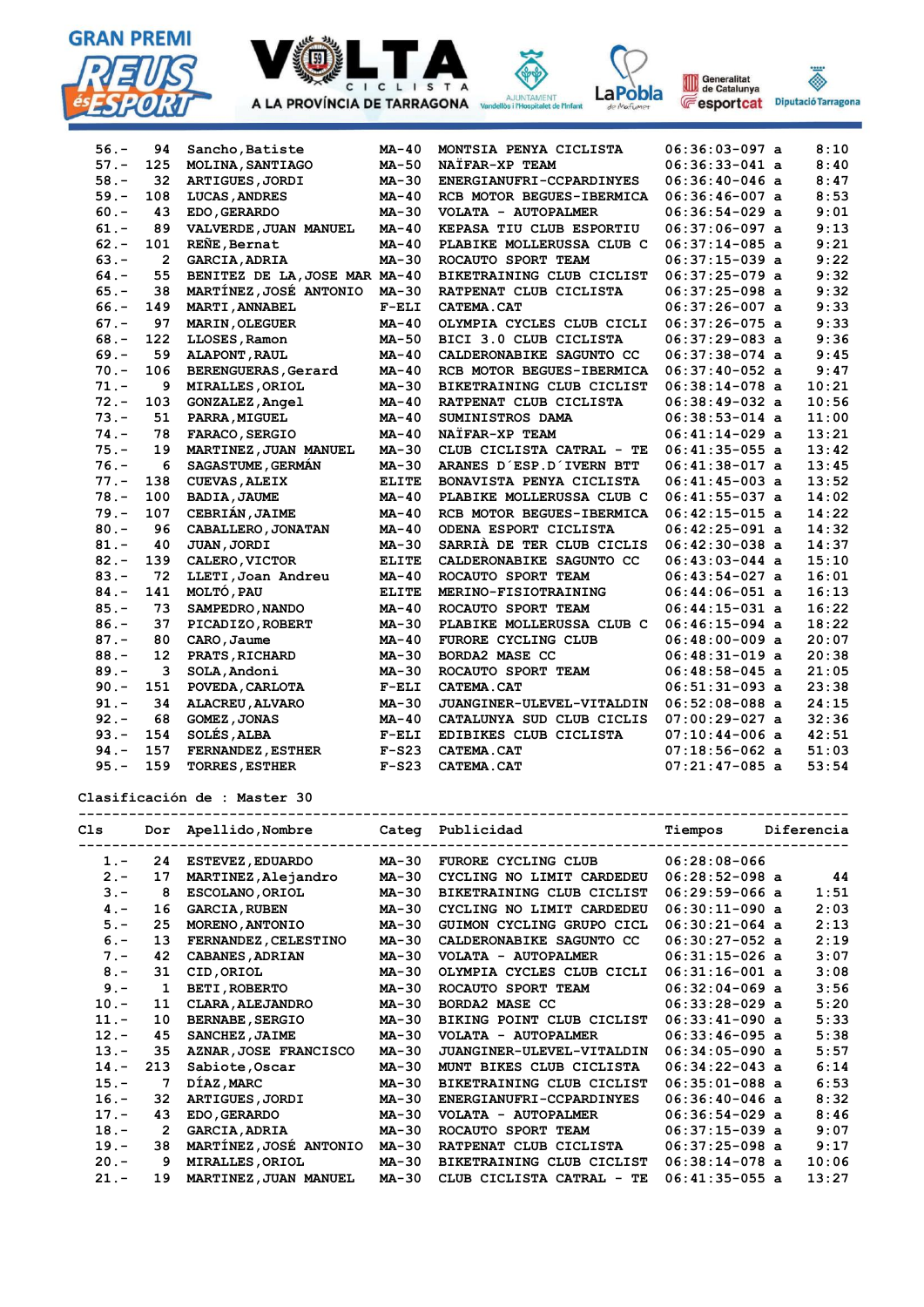| Cls | Dor | Apellido,Nombre | Categ | Publicidad | Tiempos | Diferencia |
|---|---|---|---|---|---|---|
| 56.- | 94 | Sancho,Batiste | MA-40 | MONTSIA PENYA CICLISTA | 06:36:03-097 a | 8:10 |
| 57.- | 125 | MOLINA,SANTIAGO | MA-50 | NAÏFAR-XP TEAM | 06:36:33-041 a | 8:40 |
| 58.- | 32 | ARTIGUES,JORDI | MA-30 | ENERGIANUFRI-CCPARDINYES | 06:36:40-046 a | 8:47 |
| 59.- | 108 | LUCAS,ANDRES | MA-40 | RCB MOTOR BEGUES-IBERMICA | 06:36:46-007 a | 8:53 |
| 60.- | 43 | EDO,GERARDO | MA-30 | VOLATA - AUTOPALMER | 06:36:54-029 a | 9:01 |
| 61.- | 89 | VALVERDE,JUAN MANUEL | MA-40 | KEPASA TIU CLUB ESPORTIU | 06:37:06-097 a | 9:13 |
| 62.- | 101 | REÑE,Bernat | MA-40 | PLABIKE MOLLERUSSA CLUB C | 06:37:14-085 a | 9:21 |
| 63.- | 2 | GARCIA,ADRIA | MA-30 | ROCAUTO SPORT TEAM | 06:37:15-039 a | 9:22 |
| 64.- | 55 | BENITEZ DE LA,JOSE MAR | MA-40 | BIKETRAINING CLUB CICLIST | 06:37:25-079 a | 9:32 |
| 65.- | 38 | MARTÍNEZ,JOSÉ ANTONIO | MA-30 | RATPENAT CLUB CICLISTA | 06:37:25-098 a | 9:32 |
| 66.- | 149 | MARTI,ANNABEL | F-ELI | CATEMA.CAT | 06:37:26-007 a | 9:33 |
| 67.- | 97 | MARIN,OLEGUER | MA-40 | OLYMPIA CYCLES CLUB CICLI | 06:37:26-075 a | 9:33 |
| 68.- | 122 | LLOSES,Ramon | MA-50 | BICI 3.0 CLUB CICLISTA | 06:37:29-083 a | 9:36 |
| 69.- | 59 | ALAPONT,RAUL | MA-40 | CALDERONABIKE SAGUNTO CC | 06:37:38-074 a | 9:45 |
| 70.- | 106 | BERENGUERAS,Gerard | MA-40 | RCB MOTOR BEGUES-IBERMICA | 06:37:40-052 a | 9:47 |
| 71.- | 9 | MIRALLES,ORIOL | MA-30 | BIKETRAINING CLUB CICLIST | 06:38:14-078 a | 10:21 |
| 72.- | 103 | GONZALEZ,Angel | MA-40 | RATPENAT CLUB CICLISTA | 06:38:49-032 a | 10:56 |
| 73.- | 51 | PARRA,MIGUEL | MA-40 | SUMINISTROS DAMA | 06:38:53-014 a | 11:00 |
| 74.- | 78 | FARACO,SERGIO | MA-40 | NAÏFAR-XP TEAM | 06:41:14-029 a | 13:21 |
| 75.- | 19 | MARTINEZ,JUAN MANUEL | MA-30 | CLUB CICLISTA CATRAL - TE | 06:41:35-055 a | 13:42 |
| 76.- | 6 | SAGASTUME,GERMÁN | MA-30 | ARANES D´ESP.D´IVERN BTT | 06:41:38-017 a | 13:45 |
| 77.- | 138 | CUEVAS,ALEIX | ELITE | BONAVISTA PENYA CICLISTA | 06:41:45-003 a | 13:52 |
| 78.- | 100 | BADIA,JAUME | MA-40 | PLABIKE MOLLERUSSA CLUB C | 06:41:55-037 a | 14:02 |
| 79.- | 107 | CEBRIÁN,JAIME | MA-40 | RCB MOTOR BEGUES-IBERMICA | 06:42:15-015 a | 14:22 |
| 80.- | 96 | CABALLERO,JONATAN | MA-40 | ODENA ESPORT CICLISTA | 06:42:25-091 a | 14:32 |
| 81.- | 40 | JUAN,JORDI | MA-30 | SARRIÀ DE TER CLUB CICLIS | 06:42:30-038 a | 14:37 |
| 82.- | 139 | CALERO,VICTOR | ELITE | CALDERONABIKE SAGUNTO CC | 06:43:03-044 a | 15:10 |
| 83.- | 72 | LLETI,Joan Andreu | MA-40 | ROCAUTO SPORT TEAM | 06:43:54-027 a | 16:01 |
| 84.- | 141 | MOLTÓ,PAU | ELITE | MERINO-FISIOTRAINING | 06:44:06-051 a | 16:13 |
| 85.- | 73 | SAMPEDRO,NANDO | MA-40 | ROCAUTO SPORT TEAM | 06:44:15-031 a | 16:22 |
| 86.- | 37 | PICADIZO,ROBERT | MA-30 | PLABIKE MOLLERUSSA CLUB C | 06:46:15-094 a | 18:22 |
| 87.- | 80 | CARO,Jaume | MA-40 | FURORE CYCLING CLUB | 06:48:00-009 a | 20:07 |
| 88.- | 12 | PRATS,RICHARD | MA-30 | BORDA2 MASE CC | 06:48:31-019 a | 20:38 |
| 89.- | 3 | SOLA,Andoni | MA-30 | ROCAUTO SPORT TEAM | 06:48:58-045 a | 21:05 |
| 90.- | 151 | POVEDA,CARLOTA | F-ELI | CATEMA.CAT | 06:51:31-093 a | 23:38 |
| 91.- | 34 | ALACREU,ALVARO | MA-30 | JUANGINER-ULEVEL-VITALDIN | 06:52:08-088 a | 24:15 |
| 92.- | 68 | GOMEZ,JONAS | MA-40 | CATALUNYA SUD CLUB CICLIS | 07:00:29-027 a | 32:36 |
| 93.- | 154 | SOLÉS,ALBA | F-ELI | EDIBIKES CLUB CICLISTA | 07:10:44-006 a | 42:51 |
| 94.- | 157 | FERNANDEZ,ESTHER | F-S23 | CATEMA.CAT | 07:18:56-062 a | 51:03 |
| 95.- | 159 | TORRES,ESTHER | F-S23 | CATEMA.CAT | 07:21:47-085 a | 53:54 |

Clasificación de : Master 30

| Cls | Dor | Apellido,Nombre | Categ | Publicidad | Tiempos | Diferencia |
|---|---|---|---|---|---|---|
| 1.- | 24 | ESTEVEZ,EDUARDO | MA-30 | FURORE CYCLING CLUB | 06:28:08-066 | |
| 2.- | 17 | MARTINEZ,Alejandro | MA-30 | CYCLING NO LIMIT CARDEDEU | 06:28:52-098 a | 44 |
| 3.- | 8 | ESCOLANO,ORIOL | MA-30 | BIKETRAINING CLUB CICLIST | 06:29:59-066 a | 1:51 |
| 4.- | 16 | GARCIA,RUBEN | MA-30 | CYCLING NO LIMIT CARDEDEU | 06:30:11-090 a | 2:03 |
| 5.- | 25 | MORENO,ANTONIO | MA-30 | GUIMON CYCLING GRUPO CICL | 06:30:21-064 a | 2:13 |
| 6.- | 13 | FERNANDEZ,CELESTINO | MA-30 | CALDERONABIKE SAGUNTO CC | 06:30:27-052 a | 2:19 |
| 7.- | 42 | CABANES,ADRIAN | MA-30 | VOLATA - AUTOPALMER | 06:31:15-026 a | 3:07 |
| 8.- | 31 | CID,ORIOL | MA-30 | OLYMPIA CYCLES CLUB CICLI | 06:31:16-001 a | 3:08 |
| 9.- | 1 | BETI,ROBERTO | MA-30 | ROCAUTO SPORT TEAM | 06:32:04-069 a | 3:56 |
| 10.- | 11 | CLARA,ALEJANDRO | MA-30 | BORDA2 MASE CC | 06:33:28-029 a | 5:20 |
| 11.- | 10 | BERNABE,SERGIO | MA-30 | BIKING POINT CLUB CICLIST | 06:33:41-090 a | 5:33 |
| 12.- | 45 | SANCHEZ,JAIME | MA-30 | VOLATA - AUTOPALMER | 06:33:46-095 a | 5:38 |
| 13.- | 35 | AZNAR,JOSE FRANCISCO | MA-30 | JUANGINER-ULEVEL-VITALDIN | 06:34:05-090 a | 5:57 |
| 14.- | 213 | Sabiote,Oscar | MA-30 | MUNT BIKES CLUB CICLISTA | 06:34:22-043 a | 6:14 |
| 15.- | 7 | DÍAZ,MARC | MA-30 | BIKETRAINING CLUB CICLIST | 06:35:01-088 a | 6:53 |
| 16.- | 32 | ARTIGUES,JORDI | MA-30 | ENERGIANUFRI-CCPARDINYES | 06:36:40-046 a | 8:32 |
| 17.- | 43 | EDO,GERARDO | MA-30 | VOLATA - AUTOPALMER | 06:36:54-029 a | 8:46 |
| 18.- | 2 | GARCIA,ADRIA | MA-30 | ROCAUTO SPORT TEAM | 06:37:15-039 a | 9:07 |
| 19.- | 38 | MARTÍNEZ,JOSÉ ANTONIO | MA-30 | RATPENAT CLUB CICLISTA | 06:37:25-098 a | 9:17 |
| 20.- | 9 | MIRALLES,ORIOL | MA-30 | BIKETRAINING CLUB CICLIST | 06:38:14-078 a | 10:06 |
| 21.- | 19 | MARTINEZ,JUAN MANUEL | MA-30 | CLUB CICLISTA CATRAL - TE | 06:41:35-055 a | 13:27 |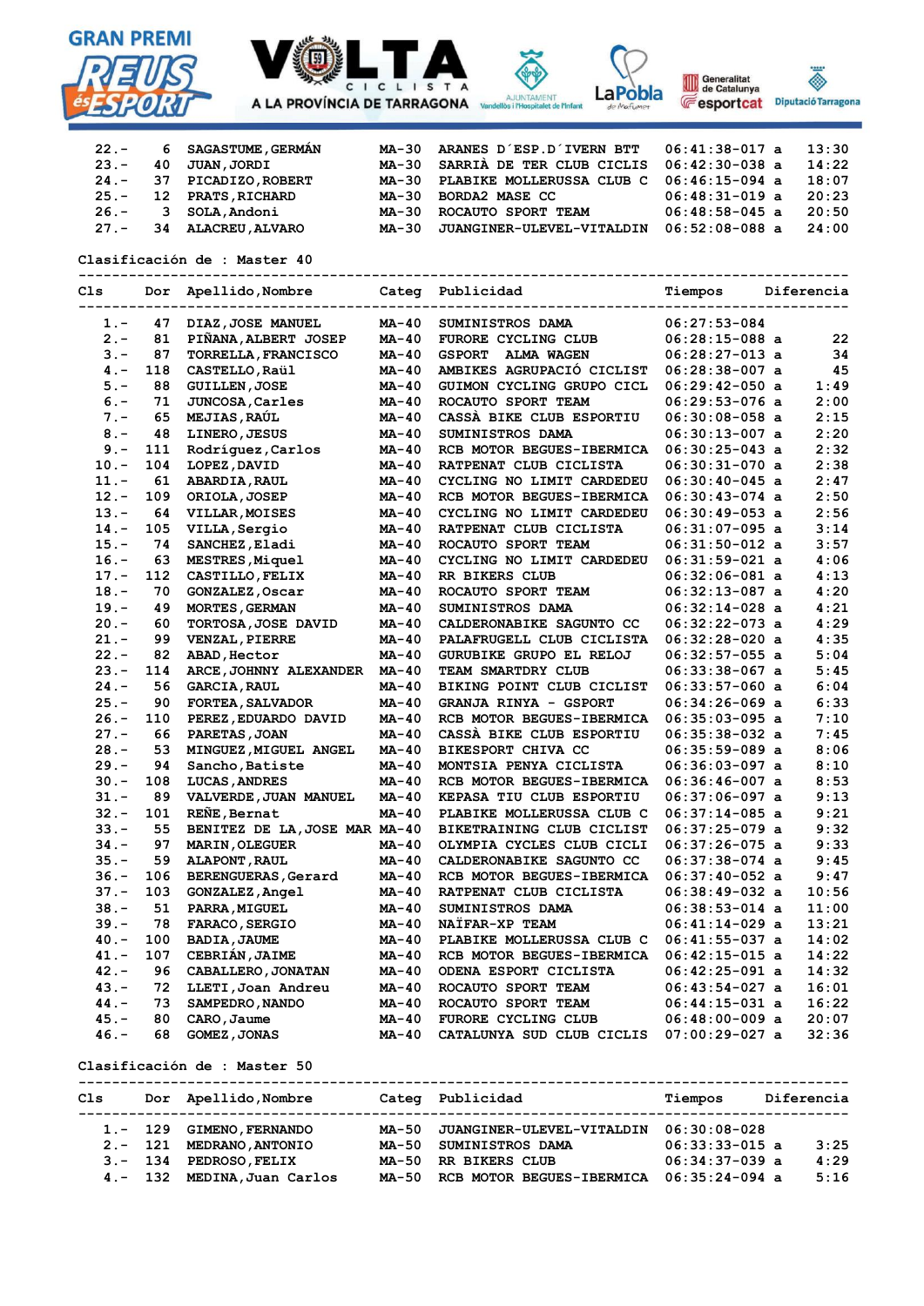| Cls | Dor | Apellido,Nombre | Categ | Publicidad | Tiempos | Diferencia |
|---|---|---|---|---|---|---|
| 22.- | 6 | SAGASTUME,GERMÁN | MA-30 | ARANES D´ESP.D´IVERN BTT | 06:41:38-017 a | 13:30 |
| 23.- | 40 | JUAN,JORDI | MA-30 | SARRIÀ DE TER CLUB CICLIS | 06:42:30-038 a | 14:22 |
| 24.- | 37 | PICADIZO,ROBERT | MA-30 | PLABIKE MOLLERUSSA CLUB C | 06:46:15-094 a | 18:07 |
| 25.- | 12 | PRATS,RICHARD | MA-30 | BORDA2 MASE CC | 06:48:31-019 a | 20:23 |
| 26.- | 3 | SOLA,Andoni | MA-30 | ROCAUTO SPORT TEAM | 06:48:58-045 a | 20:50 |
| 27.- | 34 | ALACREU,ALVARO | MA-30 | JUANGINER-ULEVEL-VITALDIN | 06:52:08-088 a | 24:00 |

**Clasificación de : Master 40**

| Cls | Dor | Apellido,Nombre | Categ | Publicidad | Tiempos | Diferencia |
|---|---|---|---|---|---|---|
| 1.- | 47 | DIAZ,JOSE MANUEL | MA-40 | SUMINISTROS DAMA | 06:27:53-084 | |
| 2.- | 81 | PIÑANA,ALBERT JOSEP | MA-40 | FURORE CYCLING CLUB | 06:28:15-088 a | 22 |
| 3.- | 87 | TORRELLA,FRANCISCO | MA-40 | GSPORT ALMA WAGEN | 06:28:27-013 a | 34 |
| 4.- | 118 | CASTELLO,Raül | MA-40 | AMBIKES AGRUPACIÓ CICLIST | 06:28:38-007 a | 45 |
| 5.- | 88 | GUILLEN,JOSE | MA-40 | GUIMON CYCLING GRUPO CICL | 06:29:42-050 a | 1:49 |
| 6.- | 71 | JUNCOSA,Carles | MA-40 | ROCAUTO SPORT TEAM | 06:29:53-076 a | 2:00 |
| 7.- | 65 | MEJIAS,RAÚL | MA-40 | CASSÀ BIKE CLUB ESPORTIU | 06:30:08-058 a | 2:15 |
| 8.- | 48 | LINERO,JESUS | MA-40 | SUMINISTROS DAMA | 06:30:13-007 a | 2:20 |
| 9.- | 111 | Rodríguez,Carlos | MA-40 | RCB MOTOR BEGUES-IBERMICA | 06:30:25-043 a | 2:32 |
| 10.- | 104 | LOPEZ,DAVID | MA-40 | RATPENAT CLUB CICLISTA | 06:30:31-070 a | 2:38 |
| 11.- | 61 | ABARDIA,RAUL | MA-40 | CYCLING NO LIMIT CARDEDEU | 06:30:40-045 a | 2:47 |
| 12.- | 109 | ORIOLA,JOSEP | MA-40 | RCB MOTOR BEGUES-IBERMICA | 06:30:43-074 a | 2:50 |
| 13.- | 64 | VILLAR,MOISES | MA-40 | CYCLING NO LIMIT CARDEDEU | 06:30:49-053 a | 2:56 |
| 14.- | 105 | VILLA,Sergio | MA-40 | RATPENAT CLUB CICLISTA | 06:31:07-095 a | 3:14 |
| 15.- | 74 | SANCHEZ,Eladi | MA-40 | ROCAUTO SPORT TEAM | 06:31:50-012 a | 3:57 |
| 16.- | 63 | MESTRES,Miquel | MA-40 | CYCLING NO LIMIT CARDEDEU | 06:31:59-021 a | 4:06 |
| 17.- | 112 | CASTILLO,FELIX | MA-40 | RR BIKERS CLUB | 06:32:06-081 a | 4:13 |
| 18.- | 70 | GONZALEZ,Oscar | MA-40 | ROCAUTO SPORT TEAM | 06:32:13-087 a | 4:20 |
| 19.- | 49 | MORTES,GERMAN | MA-40 | SUMINISTROS DAMA | 06:32:14-028 a | 4:21 |
| 20.- | 60 | TORTOSA,JOSE DAVID | MA-40 | CALDERONABIKE SAGUNTO CC | 06:32:22-073 a | 4:29 |
| 21.- | 99 | VENZAL,PIERRE | MA-40 | PALAFRUGELL CLUB CICLISTA | 06:32:28-020 a | 4:35 |
| 22.- | 82 | ABAD,Hector | MA-40 | GURUBIKE GRUPO EL RELOJ | 06:32:57-055 a | 5:04 |
| 23.- | 114 | ARCE,JOHNNY ALEXANDER | MA-40 | TEAM SMARTDRY CLUB | 06:33:38-067 a | 5:45 |
| 24.- | 56 | GARCIA,RAUL | MA-40 | BIKING POINT CLUB CICLIST | 06:33:57-060 a | 6:04 |
| 25.- | 90 | FORTEA,SALVADOR | MA-40 | GRANJA RINYA - GSPORT | 06:34:26-069 a | 6:33 |
| 26.- | 110 | PEREZ,EDUARDO DAVID | MA-40 | RCB MOTOR BEGUES-IBERMICA | 06:35:03-095 a | 7:10 |
| 27.- | 66 | PARETAS,JOAN | MA-40 | CASSÀ BIKE CLUB ESPORTIU | 06:35:38-032 a | 7:45 |
| 28.- | 53 | MINGUEZ,MIGUEL ANGEL | MA-40 | BIKESPORT CHIVA CC | 06:35:59-089 a | 8:06 |
| 29.- | 94 | Sancho,Batiste | MA-40 | MONTSIA PENYA CICLISTA | 06:36:03-097 a | 8:10 |
| 30.- | 108 | LUCAS,ANDRES | MA-40 | RCB MOTOR BEGUES-IBERMICA | 06:36:46-007 a | 8:53 |
| 31.- | 89 | VALVERDE,JUAN MANUEL | MA-40 | KEPASA TIU CLUB ESPORTIU | 06:37:06-097 a | 9:13 |
| 32.- | 101 | REÑE,Bernat | MA-40 | PLABIKE MOLLERUSSA CLUB C | 06:37:14-085 a | 9:21 |
| 33.- | 55 | BENITEZ DE LA,JOSE MAR | MA-40 | BIKETRAINING CLUB CICLIST | 06:37:25-079 a | 9:32 |
| 34.- | 97 | MARIN,OLEGUER | MA-40 | OLYMPIA CYCLES CLUB CICLI | 06:37:26-075 a | 9:33 |
| 35.- | 59 | ALAPONT,RAUL | MA-40 | CALDERONABIKE SAGUNTO CC | 06:37:38-074 a | 9:45 |
| 36.- | 106 | BERENGUERAS,Gerard | MA-40 | RCB MOTOR BEGUES-IBERMICA | 06:37:40-052 a | 9:47 |
| 37.- | 103 | GONZALEZ,Angel | MA-40 | RATPENAT CLUB CICLISTA | 06:38:49-032 a | 10:56 |
| 38.- | 51 | PARRA,MIGUEL | MA-40 | SUMINISTROS DAMA | 06:38:53-014 a | 11:00 |
| 39.- | 78 | FARACO,SERGIO | MA-40 | NAÏFAR-XP TEAM | 06:41:14-029 a | 13:21 |
| 40.- | 100 | BADIA,JAUME | MA-40 | PLABIKE MOLLERUSSA CLUB C | 06:41:55-037 a | 14:02 |
| 41.- | 107 | CEBRIÁN,JAIME | MA-40 | RCB MOTOR BEGUES-IBERMICA | 06:42:15-015 a | 14:22 |
| 42.- | 96 | CABALLERO,JONATAN | MA-40 | ODENA ESPORT CICLISTA | 06:42:25-091 a | 14:32 |
| 43.- | 72 | LLETI,Joan Andreu | MA-40 | ROCAUTO SPORT TEAM | 06:43:54-027 a | 16:01 |
| 44.- | 73 | SAMPEDRO,NANDO | MA-40 | ROCAUTO SPORT TEAM | 06:44:15-031 a | 16:22 |
| 45.- | 80 | CARO,Jaume | MA-40 | FURORE CYCLING CLUB | 06:48:00-009 a | 20:07 |
| 46.- | 68 | GOMEZ,JONAS | MA-40 | CATALUNYA SUD CLUB CICLIS | 07:00:29-027 a | 32:36 |

**Clasificación de : Master 50**

| Cls | Dor | Apellido,Nombre | Categ | Publicidad | Tiempos | Diferencia |
|---|---|---|---|---|---|---|
| 1.- | 129 | GIMENO,FERNANDO | MA-50 | JUANGINER-ULEVEL-VITALDIN | 06:30:08-028 | |
| 2.- | 121 | MEDRANO,ANTONIO | MA-50 | SUMINISTROS DAMA | 06:33:33-015 a | 3:25 |
| 3.- | 134 | PEDROSO,FELIX | MA-50 | RR BIKERS CLUB | 06:34:37-039 a | 4:29 |
| 4.- | 132 | MEDINA,Juan Carlos | MA-50 | RCB MOTOR BEGUES-IBERMICA | 06:35:24-094 a | 5:16 |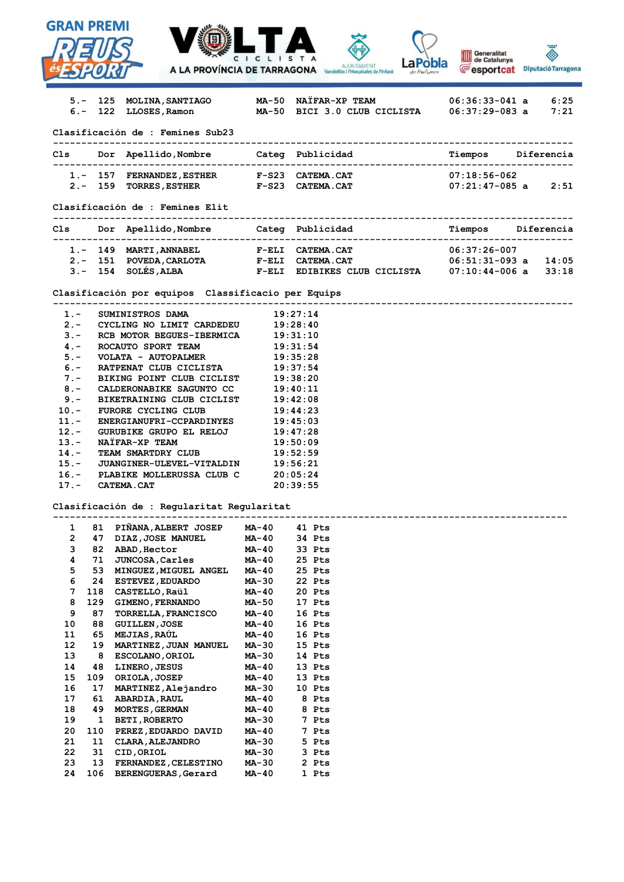| Cls | Dor | Apellido,Nombre | Categ | Publicidad | Tiempos | Diferencia |
|---|---|---|---|---|---|---|
| 5.- | 125 | MOLINA,SANTIAGO | MA-50 | NAÏFAR-XP TEAM | 06:36:33-041 a | 6:25 |
| 6.- | 122 | LLOSES,Ramon | MA-50 | BICI 3.0 CLUB CICLISTA | 06:37:29-083 a | 7:21 |

Clasificación de : Femines Sub23

| Cls | Dor | Apellido,Nombre | Categ | Publicidad | Tiempos | Diferencia |
|---|---|---|---|---|---|---|
| 1.- | 157 | FERNANDEZ,ESTHER | F-S23 | CATEMA.CAT | 07:18:56-062 | |
| 2.- | 159 | TORRES,ESTHER | F-S23 | CATEMA.CAT | 07:21:47-085 a | 2:51 |

Clasificación de : Femines Elit

| Cls | Dor | Apellido,Nombre | Categ | Publicidad | Tiempos | Diferencia |
|---|---|---|---|---|---|---|
| 1.- | 149 | MARTI,ANNABEL | F-ELI | CATEMA.CAT | 06:37:26-007 | |
| 2.- | 151 | POVEDA,CARLOTA | F-ELI | CATEMA.CAT | 06:51:31-093 a | 14:05 |
| 3.- | 154 | SOLÉS,ALBA | F-ELI | EDIBIKES CLUB CICLISTA | 07:10:44-006 a | 33:18 |

Clasificación por equipos Classificacio per Equips

| Cls | Equipo | Tiempo |
|---|---|---|
| 1.- | SUMINISTROS DAMA | 19:27:14 |
| 2.- | CYCLING NO LIMIT CARDEDEU | 19:28:40 |
| 3.- | RCB MOTOR BEGUES-IBERMICA | 19:31:10 |
| 4.- | ROCAUTO SPORT TEAM | 19:31:54 |
| 5.- | VOLATA - AUTOPALMER | 19:35:28 |
| 6.- | RATPENAT CLUB CICLISTA | 19:37:54 |
| 7.- | BIKING POINT CLUB CICLIST | 19:38:20 |
| 8.- | CALDERONABIKE SAGUNTO CC | 19:40:11 |
| 9.- | BIKETRAINING CLUB CICLIST | 19:42:08 |
| 10.- | FURORE CYCLING CLUB | 19:44:23 |
| 11.- | ENERGIANUFRI-CCPARDINYES | 19:45:03 |
| 12.- | GURUBIKE GRUPO EL RELOJ | 19:47:28 |
| 13.- | NAÏFAR-XP TEAM | 19:50:09 |
| 14.- | TEAM SMARTDRY CLUB | 19:52:59 |
| 15.- | JUANGINER-ULEVEL-VITALDIN | 19:56:21 |
| 16.- | PLABIKE MOLLERUSSA CLUB C | 20:05:24 |
| 17.- | CATEMA.CAT | 20:39:55 |

Clasificación de : Regularitat Regularitat

| Cls | Dor | Apellido,Nombre | Categ | Puntos |
|---|---|---|---|---|
| 1 | 81 | PIÑANA,ALBERT JOSEP | MA-40 | 41 Pts |
| 2 | 47 | DIAZ,JOSE MANUEL | MA-40 | 34 Pts |
| 3 | 82 | ABAD,Hector | MA-40 | 33 Pts |
| 4 | 71 | JUNCOSA,Carles | MA-40 | 25 Pts |
| 5 | 53 | MINGUEZ,MIGUEL ANGEL | MA-40 | 25 Pts |
| 6 | 24 | ESTEVEZ,EDUARDO | MA-30 | 22 Pts |
| 7 | 118 | CASTELLO,Raül | MA-40 | 20 Pts |
| 8 | 129 | GIMENO,FERNANDO | MA-50 | 17 Pts |
| 9 | 87 | TORRELLA,FRANCISCO | MA-40 | 16 Pts |
| 10 | 88 | GUILLEN,JOSE | MA-40 | 16 Pts |
| 11 | 65 | MEJIAS,RAÚL | MA-40 | 16 Pts |
| 12 | 19 | MARTINEZ,JUAN MANUEL | MA-30 | 15 Pts |
| 13 | 8 | ESCOLANO,ORIOL | MA-30 | 14 Pts |
| 14 | 48 | LINERO,JESUS | MA-40 | 13 Pts |
| 15 | 109 | ORIOLA,JOSEP | MA-40 | 13 Pts |
| 16 | 17 | MARTINEZ,Alejandro | MA-30 | 10 Pts |
| 17 | 61 | ABARDIA,RAUL | MA-40 | 8 Pts |
| 18 | 49 | MORTES,GERMAN | MA-40 | 8 Pts |
| 19 | 1 | BETI,ROBERTO | MA-30 | 7 Pts |
| 20 | 110 | PEREZ,EDUARDO DAVID | MA-40 | 7 Pts |
| 21 | 11 | CLARA,ALEJANDRO | MA-30 | 5 Pts |
| 22 | 31 | CID,ORIOL | MA-30 | 3 Pts |
| 23 | 13 | FERNANDEZ,CELESTINO | MA-30 | 2 Pts |
| 24 | 106 | BERENGUERAS,Gerard | MA-40 | 1 Pts |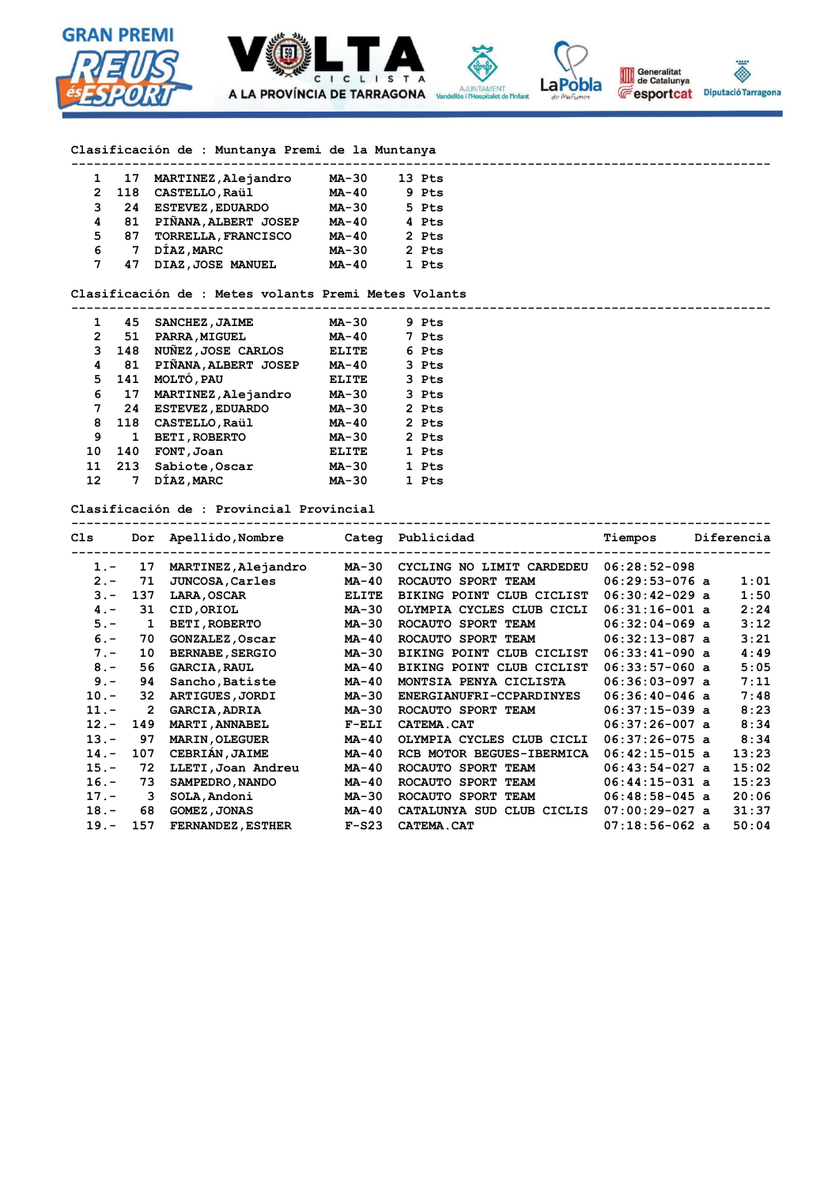Clasificación de : Muntanya Premi de la Muntanya

| | | | | |
|---|---|---|---|---|
| 1 | 17 | MARTINEZ,Alejandro | MA-30 | 13 Pts |
| 2 | 118 | CASTELLO,Raül | MA-40 | 9 Pts |
| 3 | 24 | ESTEVEZ,EDUARDO | MA-30 | 5 Pts |
| 4 | 81 | PIÑANA,ALBERT JOSEP | MA-40 | 4 Pts |
| 5 | 87 | TORRELLA,FRANCISCO | MA-40 | 2 Pts |
| 6 | 7 | DÍAZ,MARC | MA-30 | 2 Pts |
| 7 | 47 | DIAZ,JOSE MANUEL | MA-40 | 1 Pts |

Clasificación de : Metes volants Premi Metes Volants

| | | | | |
|---|---|---|---|---|
| 1 | 45 | SANCHEZ,JAIME | MA-30 | 9 Pts |
| 2 | 51 | PARRA,MIGUEL | MA-40 | 7 Pts |
| 3 | 148 | NUÑEZ,JOSE CARLOS | ELITE | 6 Pts |
| 4 | 81 | PIÑANA,ALBERT JOSEP | MA-40 | 3 Pts |
| 5 | 141 | MOLTÓ,PAU | ELITE | 3 Pts |
| 6 | 17 | MARTINEZ,Alejandro | MA-30 | 3 Pts |
| 7 | 24 | ESTEVEZ,EDUARDO | MA-30 | 2 Pts |
| 8 | 118 | CASTELLO,Raül | MA-40 | 2 Pts |
| 9 | 1 | BETI,ROBERTO | MA-30 | 2 Pts |
| 10 | 140 | FONT,Joan | ELITE | 1 Pts |
| 11 | 213 | Sabiote,Oscar | MA-30 | 1 Pts |
| 12 | 7 | DÍAZ,MARC | MA-30 | 1 Pts |

Clasificación de : Provincial Provincial

| Cls | Dor | Apellido,Nombre | Categ | Publicidad | Tiempos | Diferencia |
|---|---|---|---|---|---|---|
| 1.- | 17 | MARTINEZ,Alejandro | MA-30 | CYCLING NO LIMIT CARDEDEU | 06:28:52-098 | |
| 2.- | 71 | JUNCOSA,Carles | MA-40 | ROCAUTO SPORT TEAM | 06:29:53-076 a | 1:01 |
| 3.- | 137 | LARA,OSCAR | ELITE | BIKING POINT CLUB CICLIST | 06:30:42-029 a | 1:50 |
| 4.- | 31 | CID,ORIOL | MA-30 | OLYMPIA CYCLES CLUB CICLI | 06:31:16-001 a | 2:24 |
| 5.- | 1 | BETI,ROBERTO | MA-30 | ROCAUTO SPORT TEAM | 06:32:04-069 a | 3:12 |
| 6.- | 70 | GONZALEZ,Oscar | MA-40 | ROCAUTO SPORT TEAM | 06:32:13-087 a | 3:21 |
| 7.- | 10 | BERNABE,SERGIO | MA-30 | BIKING POINT CLUB CICLIST | 06:33:41-090 a | 4:49 |
| 8.- | 56 | GARCIA,RAUL | MA-40 | BIKING POINT CLUB CICLIST | 06:33:57-060 a | 5:05 |
| 9.- | 94 | Sancho,Batiste | MA-40 | MONTSIA PENYA CICLISTA | 06:36:03-097 a | 7:11 |
| 10.- | 32 | ARTIGUES,JORDI | MA-30 | ENERGIANUFRI-CCPARDINYES | 06:36:40-046 a | 7:48 |
| 11.- | 2 | GARCIA,ADRIA | MA-30 | ROCAUTO SPORT TEAM | 06:37:15-039 a | 8:23 |
| 12.- | 149 | MARTI,ANNABEL | F-ELI | CATEMA.CAT | 06:37:26-007 a | 8:34 |
| 13.- | 97 | MARIN,OLEGUER | MA-40 | OLYMPIA CYCLES CLUB CICLI | 06:37:26-075 a | 8:34 |
| 14.- | 107 | CEBRIÁN,JAIME | MA-40 | RCB MOTOR BEGUES-IBERMICA | 06:42:15-015 a | 13:23 |
| 15.- | 72 | LLETI,Joan Andreu | MA-40 | ROCAUTO SPORT TEAM | 06:43:54-027 a | 15:02 |
| 16.- | 73 | SAMPEDRO,NANDO | MA-40 | ROCAUTO SPORT TEAM | 06:44:15-031 a | 15:23 |
| 17.- | 3 | SOLA,Andoni | MA-30 | ROCAUTO SPORT TEAM | 06:48:58-045 a | 20:06 |
| 18.- | 68 | GOMEZ,JONAS | MA-40 | CATALUNYA SUD CLUB CICLIS | 07:00:29-027 a | 31:37 |
| 19.- | 157 | FERNANDEZ,ESTHER | F-S23 | CATEMA.CAT | 07:18:56-062 a | 50:04 |